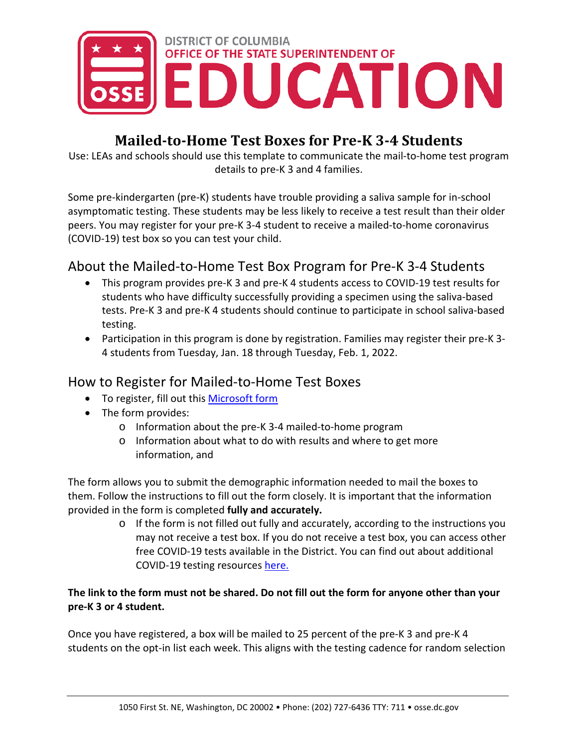DISTRICT OF COLUMBIA
OFFICE OF THE STATE SUPERINTENDENT OF
EDUCATION

# Mailed-to-Home Test Boxes for Pre-K 3-4 Students

Use: LEAs and schools should use this template to communicate the mail-to-home test program details to pre-K 3 and 4 families.

Some pre-kindergarten (pre-K) students have trouble providing a saliva sample for in-school asymptomatic testing. These students may be less likely to receive a test result than their older peers. You may register for your pre-K 3-4 student to receive a mailed-to-home coronavirus (COVID-19) test box so you can test your child.

## About the Mailed-to-Home Test Box Program for Pre-K 3-4 Students

- This program provides pre-K 3 and pre-K 4 students access to COVID-19 test results for students who have difficulty successfully providing a specimen using the saliva-based tests. Pre-K 3 and pre-K 4 students should continue to participate in school saliva-based testing.
- Participation in this program is done by registration. Families may register their pre-K 3-4 students from Tuesday, Jan. 18 through Tuesday, Feb. 1, 2022.

## How to Register for Mailed-to-Home Test Boxes

- To register, fill out this Microsoft form
- The form provides:
  - Information about the pre-K 3-4 mailed-to-home program
  - Information about what to do with results and where to get more information, and

The form allows you to submit the demographic information needed to mail the boxes to them. Follow the instructions to fill out the form closely. It is important that the information provided in the form is completed **fully and accurately.**

- If the form is not filled out fully and accurately, according to the instructions you may not receive a test box. If you do not receive a test box, you can access other free COVID-19 tests available in the District. You can find out about additional COVID-19 testing resources here.

**The link to the form must not be shared. Do not fill out the form for anyone other than your pre-K 3 or 4 student.**

Once you have registered, a box will be mailed to 25 percent of the pre-K 3 and pre-K 4 students on the opt-in list each week. This aligns with the testing cadence for random selection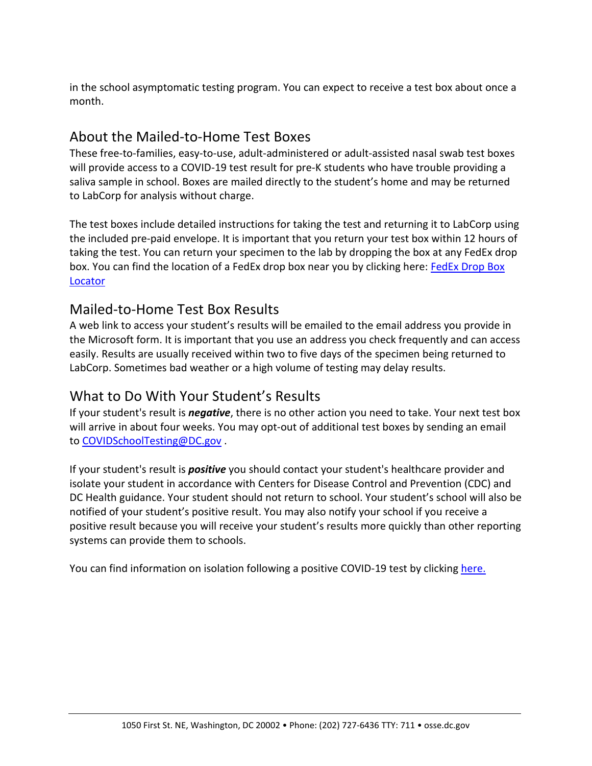in the school asymptomatic testing program. You can expect to receive a test box about once a month.

## About the Mailed-to-Home Test Boxes

These free-to-families, easy-to-use, adult-administered or adult-assisted nasal swab test boxes will provide access to a COVID-19 test result for pre-K students who have trouble providing a saliva sample in school. Boxes are mailed directly to the student's home and may be returned to LabCorp for analysis without charge.

The test boxes include detailed instructions for taking the test and returning it to LabCorp using the included pre-paid envelope. It is important that you return your test box within 12 hours of taking the test. You can return your specimen to the lab by dropping the box at any FedEx drop box. You can find the location of a FedEx drop box near you by clicking here: FedEx Drop Box Locator

## Mailed-to-Home Test Box Results

A web link to access your student's results will be emailed to the email address you provide in the Microsoft form. It is important that you use an address you check frequently and can access easily. Results are usually received within two to five days of the specimen being returned to LabCorp. Sometimes bad weather or a high volume of testing may delay results.

## What to Do With Your Student's Results

If your student's result is ***negative***, there is no other action you need to take. Your next test box will arrive in about four weeks. You may opt-out of additional test boxes by sending an email to COVIDSchoolTesting@DC.gov .

If your student's result is ***positive*** you should contact your student's healthcare provider and isolate your student in accordance with Centers for Disease Control and Prevention (CDC) and DC Health guidance. Your student should not return to school. Your student's school will also be notified of your student's positive result. You may also notify your school if you receive a positive result because you will receive your student's results more quickly than other reporting systems can provide them to schools.

You can find information on isolation following a positive COVID-19 test by clicking here.